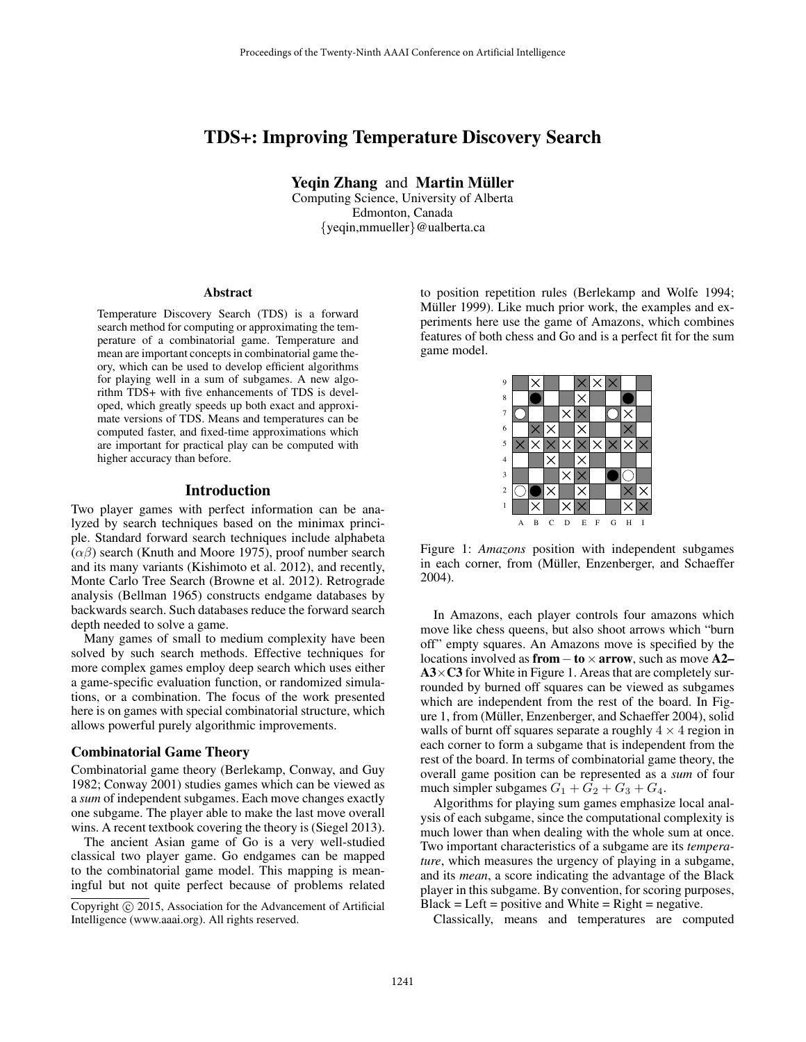# TDS+: Improving Temperature Discovery Search

**Yeqin Zhang** and **Martin Müller**
Computing Science, University of Alberta
Edmonton, Canada
{yeqin,mmueller}@ualberta.ca

## Abstract

Temperature Discovery Search (TDS) is a forward search method for computing or approximating the temperature of a combinatorial game. Temperature and mean are important concepts in combinatorial game theory, which can be used to develop efficient algorithms for playing well in a sum of subgames. A new algorithm TDS+ with five enhancements of TDS is developed, which greatly speeds up both exact and approximate versions of TDS. Means and temperatures can be computed faster, and fixed-time approximations which are important for practical play can be computed with higher accuracy than before.

## Introduction

Two player games with perfect information can be analyzed by search techniques based on the minimax principle. Standard forward search techniques include alphabeta ($\alpha\beta$) search (Knuth and Moore 1975), proof number search and its many variants (Kishimoto et al. 2012), and recently, Monte Carlo Tree Search (Browne et al. 2012). Retrograde analysis (Bellman 1965) constructs endgame databases by backwards search. Such databases reduce the forward search depth needed to solve a game.

Many games of small to medium complexity have been solved by such search methods. Effective techniques for more complex games employ deep search which uses either a game-specific evaluation function, or randomized simulations, or a combination. The focus of the work presented here is on games with special combinatorial structure, which allows powerful purely algorithmic improvements.

### Combinatorial Game Theory

Combinatorial game theory (Berlekamp, Conway, and Guy 1982; Conway 2001) studies games which can be viewed as a *sum* of independent subgames. Each move changes exactly one subgame. The player able to make the last move overall wins. A recent textbook covering the theory is (Siegel 2013).

The ancient Asian game of Go is a very well-studied classical two player game. Go endgames can be mapped to the combinatorial game model. This mapping is meaningful but not quite perfect because of problems related to position repetition rules (Berlekamp and Wolfe 1994; Müller 1999). Like much prior work, the examples and experiments here use the game of Amazons, which combines features of both chess and Go and is a perfect fit for the sum game model.

Figure 1: *Amazons* position with independent subgames in each corner, from (Müller, Enzenberger, and Schaeffer 2004).

In Amazons, each player controls four amazons which move like chess queens, but also shoot arrows which "burn off" empty squares. An Amazons move is specified by the locations involved as **from – to × arrow**, such as move **A2–A3×C3** for White in Figure 1. Areas that are completely surrounded by burned off squares can be viewed as subgames which are independent from the rest of the board. In Figure 1, from (Müller, Enzenberger, and Schaeffer 2004), solid walls of burnt off squares separate a roughly $4 \times 4$ region in each corner to form a subgame that is independent from the rest of the board. In terms of combinatorial game theory, the overall game position can be represented as a *sum* of four much simpler subgames $G_1 + G_2 + G_3 + G_4$.

Algorithms for playing sum games emphasize local analysis of each subgame, since the computational complexity is much lower than when dealing with the whole sum at once. Two important characteristics of a subgame are its *temperature*, which measures the urgency of playing in a subgame, and its *mean*, a score indicating the advantage of the Black player in this subgame. By convention, for scoring purposes, Black = Left = positive and White = Right = negative.

Classically, means and temperatures are computed

Copyright © 2015, Association for the Advancement of Artificial Intelligence (www.aaai.org). All rights reserved.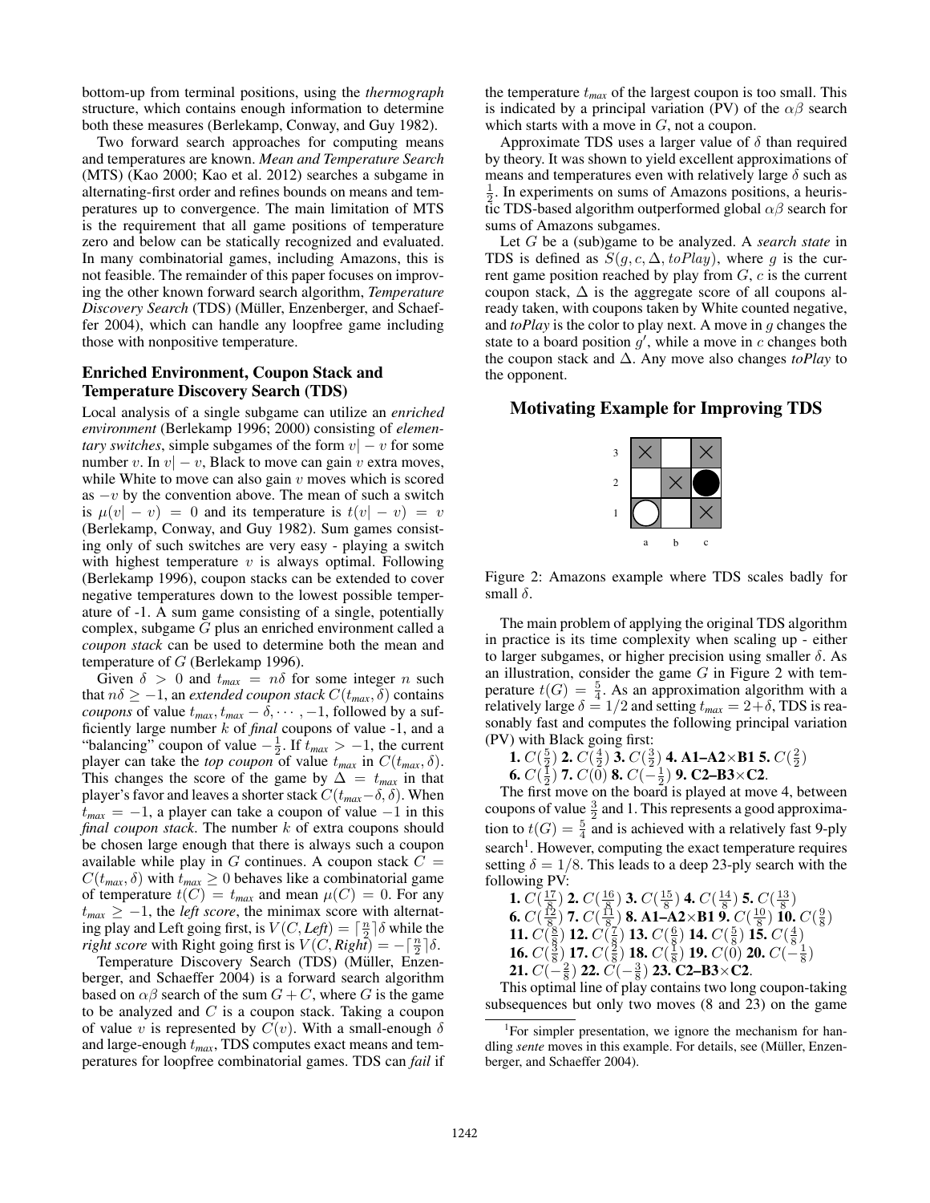bottom-up from terminal positions, using the *thermograph* structure, which contains enough information to determine both these measures (Berlekamp, Conway, and Guy 1982).

Two forward search approaches for computing means and temperatures are known. *Mean and Temperature Search* (MTS) (Kao 2000; Kao et al. 2012) searches a subgame in alternating-first order and refines bounds on means and temperatures up to convergence. The main limitation of MTS is the requirement that all game positions of temperature zero and below can be statically recognized and evaluated. In many combinatorial games, including Amazons, this is not feasible. The remainder of this paper focuses on improving the other known forward search algorithm, *Temperature Discovery Search* (TDS) (Müller, Enzenberger, and Schaeffer 2004), which can handle any loopfree game including those with nonpositive temperature.

### Enriched Environment, Coupon Stack and Temperature Discovery Search (TDS)

Local analysis of a single subgame can utilize an *enriched environment* (Berlekamp 1996; 2000) consisting of *elementary switches*, simple subgames of the form $v|-v$ for some number $v$. In $v|-v$, Black to move can gain $v$ extra moves, while White to move can also gain $v$ moves which is scored as $-v$ by the convention above. The mean of such a switch is $\mu(v|-v) = 0$ and its temperature is $t(v|-v) = v$ (Berlekamp, Conway, and Guy 1982). Sum games consisting only of such switches are very easy - playing a switch with highest temperature $v$ is always optimal. Following (Berlekamp 1996), coupon stacks can be extended to cover negative temperatures down to the lowest possible temperature of -1. A sum game consisting of a single, potentially complex, subgame $G$ plus an enriched environment called a *coupon stack* can be used to determine both the mean and temperature of $G$ (Berlekamp 1996).

Given $\delta > 0$ and $t_{max} = n\delta$ for some integer $n$ such that $n\delta \geq -1$, an *extended coupon stack* $C(t_{max}, \delta)$ contains *coupons* of value $t_{max}, t_{max} - \delta, \cdots, -1$, followed by a sufficiently large number $k$ of *final* coupons of value -1, and a "balancing" coupon of value $-\frac{1}{2}$. If $t_{max} > -1$, the current player can take the *top coupon* of value $t_{max}$ in $C(t_{max}, \delta)$. This changes the score of the game by $\Delta = t_{max}$ in that player's favor and leaves a shorter stack $C(t_{max} - \delta, \delta)$. When $t_{max} = -1$, a player can take a coupon of value $-1$ in this *final coupon stack*. The number $k$ of extra coupons should be chosen large enough that there is always such a coupon available while play in $G$ continues. A coupon stack $C = C(t_{max}, \delta)$ with $t_{max} \geq 0$ behaves like a combinatorial game of temperature $t(C) = t_{max}$ and mean $\mu(C) = 0$. For any $t_{max} \geq -1$, the *left score*, the minimax score with alternating play and Left going first, is $V(C, \mathit{Left}) = \lceil \frac{n}{2} \rceil \delta$ while the *right score* with Right going first is $V(C, \mathit{Right}) = -\lceil \frac{n}{2} \rceil \delta$.

Temperature Discovery Search (TDS) (Müller, Enzenberger, and Schaeffer 2004) is a forward search algorithm based on $\alpha\beta$ search of the sum $G + C$, where $G$ is the game to be analyzed and $C$ is a coupon stack. Taking a coupon of value $v$ is represented by $C(v)$. With a small-enough $\delta$ and large-enough $t_{max}$, TDS computes exact means and temperatures for loopfree combinatorial games. TDS can *fail* if the temperature $t_{max}$ of the largest coupon is too small. This is indicated by a principal variation (PV) of the $\alpha\beta$ search which starts with a move in $G$, not a coupon.

Approximate TDS uses a larger value of $\delta$ than required by theory. It was shown to yield excellent approximations of means and temperatures even with relatively large $\delta$ such as $\frac{1}{2}$. In experiments on sums of Amazons positions, a heuristic TDS-based algorithm outperformed global $\alpha\beta$ search for sums of Amazons subgames.

Let $G$ be a (sub)game to be analyzed. A *search state* in TDS is defined as $S(g, c, \Delta, \mathit{toPlay})$, where $g$ is the current game position reached by play from $G$, $c$ is the current coupon stack, $\Delta$ is the aggregate score of all coupons already taken, with coupons taken by White counted negative, and *toPlay* is the color to play next. A move in $g$ changes the state to a board position $g'$, while a move in $c$ changes both the coupon stack and $\Delta$. Any move also changes *toPlay* to the opponent.

## Motivating Example for Improving TDS

Figure 2: Amazons example where TDS scales badly for small $\delta$.

The main problem of applying the original TDS algorithm in practice is its time complexity when scaling up - either to larger subgames, or higher precision using smaller $\delta$. As an illustration, consider the game $G$ in Figure 2 with temperature $t(G) = \frac{5}{4}$. As an approximation algorithm with a relatively large $\delta = 1/2$ and setting $t_{max} = 2 + \delta$, TDS is reasonably fast and computes the following principal variation (PV) with Black going first:

**1.** $C(\frac{5}{2})$ **2.** $C(\frac{4}{2})$ **3.** $C(\frac{3}{2})$ **4. A1–A2×B1 5.** $C(\frac{2}{2})$ **6.** $C(\frac{1}{2})$ **7.** $C(0)$ **8.** $C(-\frac{1}{2})$ **9. C2–B3×C2**.

The first move on the board is played at move 4, between coupons of value $\frac{3}{2}$ and 1. This represents a good approximation to $t(G) = \frac{5}{4}$ and is achieved with a relatively fast 9-ply search[1]. However, computing the exact temperature requires setting $\delta = 1/8$. This leads to a deep 23-ply search with the following PV:

**1.** $C(\frac{17}{8})$ **2.** $C(\frac{16}{8})$ **3.** $C(\frac{15}{8})$ **4.** $C(\frac{14}{8})$ **5.** $C(\frac{13}{8})$
**6.** $C(\frac{12}{8})$ **7.** $C(\frac{11}{8})$ **8. A1–A2×B1 9.** $C(\frac{10}{8})$ **10.** $C(\frac{9}{8})$
**11.** $C(\frac{8}{8})$ **12.** $C(\frac{7}{8})$ **13.** $C(\frac{6}{8})$ **14.** $C(\frac{5}{8})$ **15.** $C(\frac{4}{8})$
**16.** $C(\frac{3}{8})$ **17.** $C(\frac{2}{8})$ **18.** $C(\frac{1}{8})$ **19.** $C(0)$ **20.** $C(-\frac{1}{8})$
**21.** $C(-\frac{2}{8})$ **22.** $C(-\frac{3}{8})$ **23. C2–B3×C2**.

This optimal line of play contains two long coupon-taking subsequences but only two moves (8 and 23) on the game

[1] For simpler presentation, we ignore the mechanism for handling *sente* moves in this example. For details, see (Müller, Enzenberger, and Schaeffer 2004).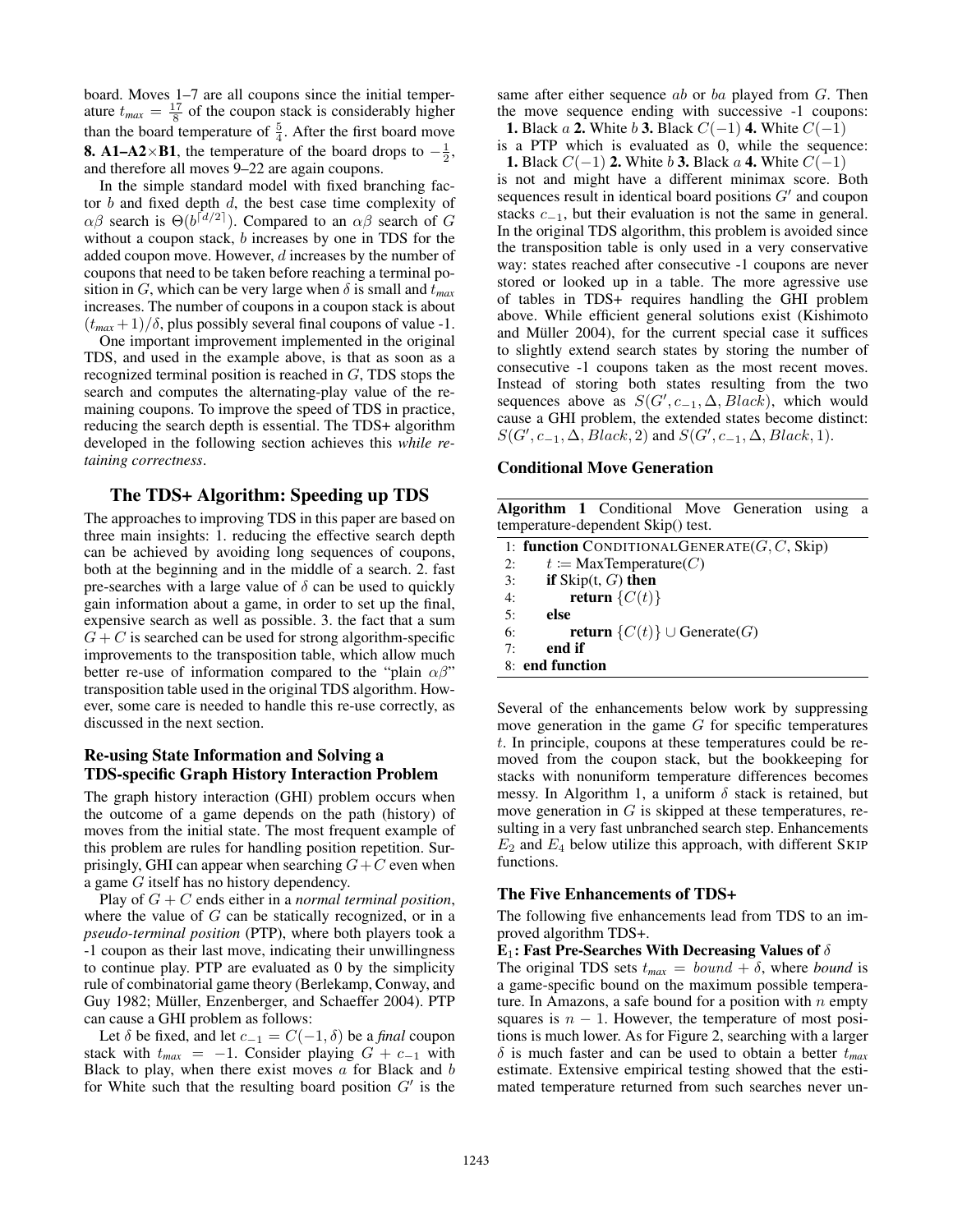board. Moves 1–7 are all coupons since the initial temperature $t_{max} = \frac{17}{8}$ of the coupon stack is considerably higher than the board temperature of $\frac{5}{4}$. After the first board move **8. A1–A2×B1**, the temperature of the board drops to $-\frac{1}{2}$, and therefore all moves 9–22 are again coupons.

In the simple standard model with fixed branching factor $b$ and fixed depth $d$, the best case time complexity of $\alpha\beta$ search is $\Theta(b^{\lceil d/2 \rceil})$. Compared to an $\alpha\beta$ search of $G$ without a coupon stack, $b$ increases by one in TDS for the added coupon move. However, $d$ increases by the number of coupons that need to be taken before reaching a terminal position in $G$, which can be very large when $\delta$ is small and $t_{max}$ increases. The number of coupons in a coupon stack is about $(t_{max}+1)/\delta$, plus possibly several final coupons of value -1.

One important improvement implemented in the original TDS, and used in the example above, is that as soon as a recognized terminal position is reached in $G$, TDS stops the search and computes the alternating-play value of the remaining coupons. To improve the speed of TDS in practice, reducing the search depth is essential. The TDS+ algorithm developed in the following section achieves this *while retaining correctness*.

## The TDS+ Algorithm: Speeding up TDS

The approaches to improving TDS in this paper are based on three main insights: 1. reducing the effective search depth can be achieved by avoiding long sequences of coupons, both at the beginning and in the middle of a search. 2. fast pre-searches with a large value of $\delta$ can be used to quickly gain information about a game, in order to set up the final, expensive search as well as possible. 3. the fact that a sum $G + C$ is searched can be used for strong algorithm-specific improvements to the transposition table, which allow much better re-use of information compared to the "plain $\alpha\beta$" transposition table used in the original TDS algorithm. However, some care is needed to handle this re-use correctly, as discussed in the next section.

### Re-using State Information and Solving a TDS-specific Graph History Interaction Problem

The graph history interaction (GHI) problem occurs when the outcome of a game depends on the path (history) of moves from the initial state. The most frequent example of this problem are rules for handling position repetition. Surprisingly, GHI can appear when searching $G+C$ even when a game $G$ itself has no history dependency.

Play of $G + C$ ends either in a *normal terminal position*, where the value of $G$ can be statically recognized, or in a *pseudo-terminal position* (PTP), where both players took a -1 coupon as their last move, indicating their unwillingness to continue play. PTP are evaluated as 0 by the simplicity rule of combinatorial game theory (Berlekamp, Conway, and Guy 1982; Müller, Enzenberger, and Schaeffer 2004). PTP can cause a GHI problem as follows:

Let $\delta$ be fixed, and let $c_{-1} = C(-1, \delta)$ be a *final* coupon stack with $t_{max} = -1$. Consider playing $G + c_{-1}$ with Black to play, when there exist moves $a$ for Black and $b$ for White such that the resulting board position $G'$ is the same after either sequence $ab$ or $ba$ played from $G$. Then the move sequence ending with successive -1 coupons:

**1.** Black $a$ **2.** White $b$ **3.** Black $C(-1)$ **4.** White $C(-1)$

is a PTP which is evaluated as 0, while the sequence:

**1.** Black $C(-1)$ **2.** White $b$ **3.** Black $a$ **4.** White $C(-1)$

is not and might have a different minimax score. Both sequences result in identical board positions $G'$ and coupon stacks $c_{-1}$, but their evaluation is not the same in general. In the original TDS algorithm, this problem is avoided since the transposition table is only used in a very conservative way: states reached after consecutive -1 coupons are never stored or looked up in a table. The more agressive use of tables in TDS+ requires handling the GHI problem above. While efficient general solutions exist (Kishimoto and Müller 2004), for the current special case it suffices to slightly extend search states by storing the number of consecutive -1 coupons taken as the most recent moves. Instead of storing both states resulting from the two sequences above as $S(G', c_{-1}, \Delta, Black)$, which would cause a GHI problem, the extended states become distinct: $S(G', c_{-1}, \Delta, Black, 2)$ and $S(G', c_{-1}, \Delta, Black, 1)$.

### Conditional Move Generation

**Algorithm 1** Conditional Move Generation using a temperature-dependent Skip() test.

```
1: function CONDITIONALGENERATE(G, C, Skip)
2:     t := MaxTemperature(C)
3:     if Skip(t, G) then
4:         return {C(t)}
5:     else
6:         return {C(t)} ∪ Generate(G)
7:     end if
8: end function
```

Several of the enhancements below work by suppressing move generation in the game $G$ for specific temperatures $t$. In principle, coupons at these temperatures could be removed from the coupon stack, but the bookkeeping for stacks with nonuniform temperature differences becomes messy. In Algorithm 1, a uniform $\delta$ stack is retained, but move generation in $G$ is skipped at these temperatures, resulting in a very fast unbranched search step. Enhancements $E_2$ and $E_4$ below utilize this approach, with different SKIP functions.

### The Five Enhancements of TDS+

The following five enhancements lead from TDS to an improved algorithm TDS+.

**$E_1$: Fast Pre-Searches With Decreasing Values of $\delta$**

The original TDS sets $t_{max} = bound + \delta$, where *bound* is a game-specific bound on the maximum possible temperature. In Amazons, a safe bound for a position with $n$ empty squares is $n - 1$. However, the temperature of most positions is much lower. As for Figure 2, searching with a larger $\delta$ is much faster and can be used to obtain a better $t_{max}$ estimate. Extensive empirical testing showed that the estimated temperature returned from such searches never un-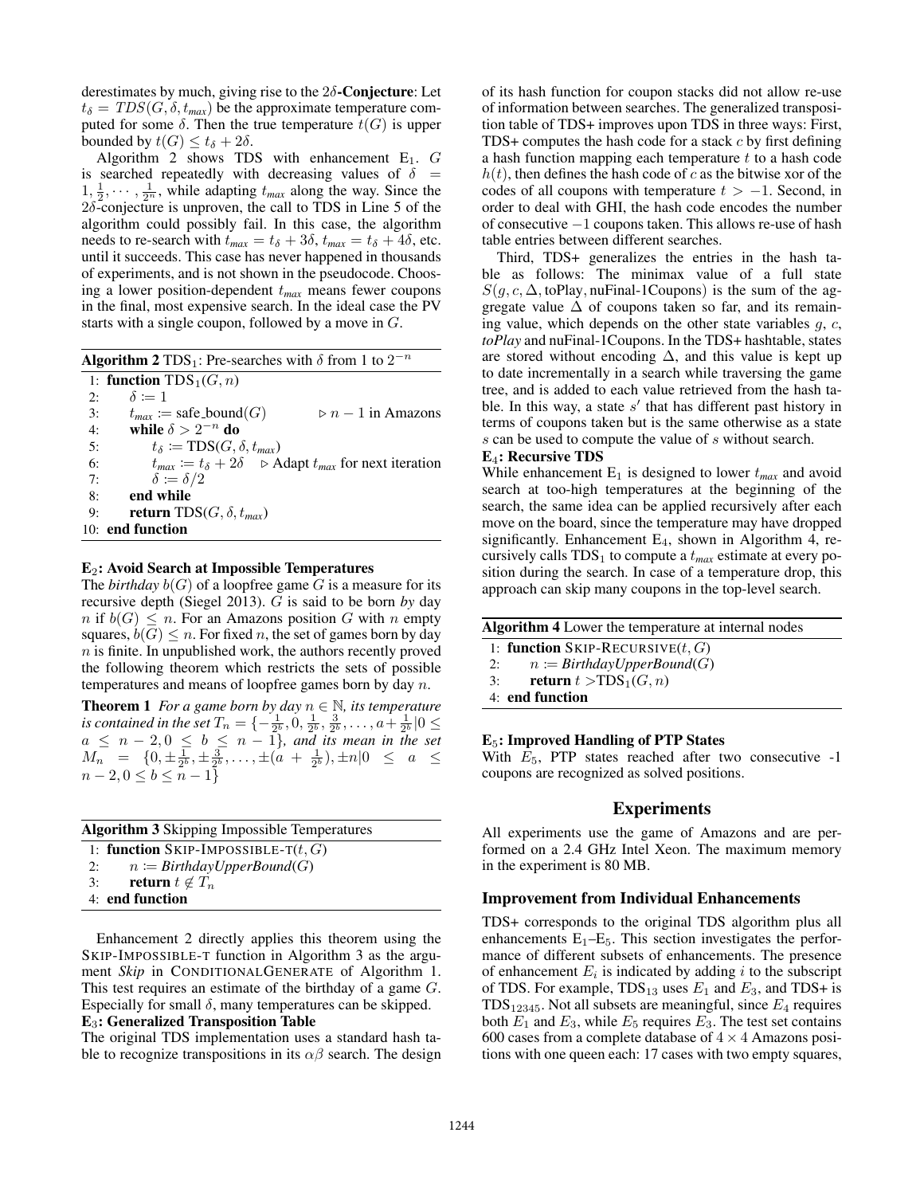derestimates by much, giving rise to the **$2\delta$-Conjecture**: Let $t_\delta = TDS(G, \delta, t_{max})$ be the approximate temperature computed for some $\delta$. Then the true temperature $t(G)$ is upper bounded by $t(G) \leq t_\delta + 2\delta$.

Algorithm 2 shows TDS with enhancement $E_1$. $G$ is searched repeatedly with decreasing values of $\delta = 1, \frac{1}{2}, \cdots, \frac{1}{2^n}$, while adapting $t_{max}$ along the way. Since the $2\delta$-conjecture is unproven, the call to TDS in Line 5 of the algorithm could possibly fail. In this case, the algorithm needs to re-search with $t_{max} = t_\delta + 3\delta$, $t_{max} = t_\delta + 4\delta$, etc. until it succeeds. This case has never happened in thousands of experiments, and is not shown in the pseudocode. Choosing a lower position-dependent $t_{max}$ means fewer coupons in the final, most expensive search. In the ideal case the PV starts with a single coupon, followed by a move in $G$.

**Algorithm 2** $\text{TDS}_1$: Pre-searches with $\delta$ from 1 to $2^{-n}$

```
1:  function TDS_1(G, n)
2:      δ := 1
3:      t_max := safe_bound(G)                ▷ n − 1 in Amazons
4:      while δ > 2^{−n} do
5:          t_δ := TDS(G, δ, t_max)
6:          t_max := t_δ + 2δ     ▷ Adapt t_max for next iteration
7:          δ := δ/2
8:      end while
9:      return TDS(G, δ, t_max)
10: end function
```

**$E_2$: Avoid Search at Impossible Temperatures**

The *birthday* $b(G)$ of a loopfree game $G$ is a measure for its recursive depth (Siegel 2013). $G$ is said to be born *by* day $n$ if $b(G) \leq n$. For an Amazons position $G$ with $n$ empty squares, $b(G) \leq n$. For fixed $n$, the set of games born by day $n$ is finite. In unpublished work, the authors recently proved the following theorem which restricts the sets of possible temperatures and means of loopfree games born by day $n$.

**Theorem 1** *For a game born by day $n \in \mathbb{N}$, its temperature is contained in the set $T_n = \{-\frac{1}{2^b}, 0, \frac{1}{2^b}, \frac{3}{2^b}, \ldots, a + \frac{1}{2^b} | 0 \leq a \leq n-2, 0 \leq b \leq n-1\}$, and its mean in the set $M_n = \{0, \pm\frac{1}{2^b}, \pm\frac{3}{2^b}, \ldots, \pm(a + \frac{1}{2^b}), \pm n | 0 \leq a \leq n-2, 0 \leq b \leq n-1\}$*

**Algorithm 3** Skipping Impossible Temperatures

```
1: function SKIP-IMPOSSIBLE-T(t, G)
2:     n := BirthdayUpperBound(G)
3:     return t ∉ T_n
4: end function
```

Enhancement 2 directly applies this theorem using the SKIP-IMPOSSIBLE-T function in Algorithm 3 as the argument *Skip* in CONDITIONALGENERATE of Algorithm 1. This test requires an estimate of the birthday of a game $G$. Especially for small $\delta$, many temperatures can be skipped.

**$E_3$: Generalized Transposition Table**

The original TDS implementation uses a standard hash table to recognize transpositions in its $\alpha\beta$ search. The design of its hash function for coupon stacks did not allow re-use of information between searches. The generalized transposition table of TDS+ improves upon TDS in three ways: First, TDS+ computes the hash code for a stack $c$ by first defining a hash function mapping each temperature $t$ to a hash code $h(t)$, then defines the hash code of $c$ as the bitwise xor of the codes of all coupons with temperature $t > -1$. Second, in order to deal with GHI, the hash code encodes the number of consecutive $-1$ coupons taken. This allows re-use of hash table entries between different searches.

Third, TDS+ generalizes the entries in the hash table as follows: The minimax value of a full state $S(g, c, \Delta, \text{toPlay}, \text{nuFinal-1Coupons})$ is the sum of the aggregate value $\Delta$ of coupons taken so far, and its remaining value, which depends on the other state variables $g$, $c$, *toPlay* and nuFinal-1Coupons. In the TDS+ hashtable, states are stored without encoding $\Delta$, and this value is kept up to date incrementally in a search while traversing the game tree, and is added to each value retrieved from the hash table. In this way, a state $s'$ that has different past history in terms of coupons taken but is the same otherwise as a state $s$ can be used to compute the value of $s$ without search.

**$E_4$: Recursive TDS**

While enhancement $E_1$ is designed to lower $t_{max}$ and avoid search at too-high temperatures at the beginning of the search, the same idea can be applied recursively after each move on the board, since the temperature may have dropped significantly. Enhancement $E_4$, shown in Algorithm 4, recursively calls $\text{TDS}_1$ to compute a $t_{max}$ estimate at every position during the search. In case of a temperature drop, this approach can skip many coupons in the top-level search.

**Algorithm 4** Lower the temperature at internal nodes

```
1: function SKIP-RECURSIVE(t, G)
2:     n := BirthdayUpperBound(G)
3:     return t > TDS_1(G, n)
4: end function
```

**$E_5$: Improved Handling of PTP States**

With $E_5$, PTP states reached after two consecutive -1 coupons are recognized as solved positions.

## Experiments

All experiments use the game of Amazons and are performed on a 2.4 GHz Intel Xeon. The maximum memory in the experiment is 80 MB.

### Improvement from Individual Enhancements

TDS+ corresponds to the original TDS algorithm plus all enhancements $E_1$–$E_5$. This section investigates the performance of different subsets of enhancements. The presence of enhancement $E_i$ is indicated by adding $i$ to the subscript of TDS. For example, $\text{TDS}_{13}$ uses $E_1$ and $E_3$, and TDS+ is $\text{TDS}_{12345}$. Not all subsets are meaningful, since $E_4$ requires both $E_1$ and $E_3$, while $E_5$ requires $E_3$. The test set contains 600 cases from a complete database of $4 \times 4$ Amazons positions with one queen each: 17 cases with two empty squares,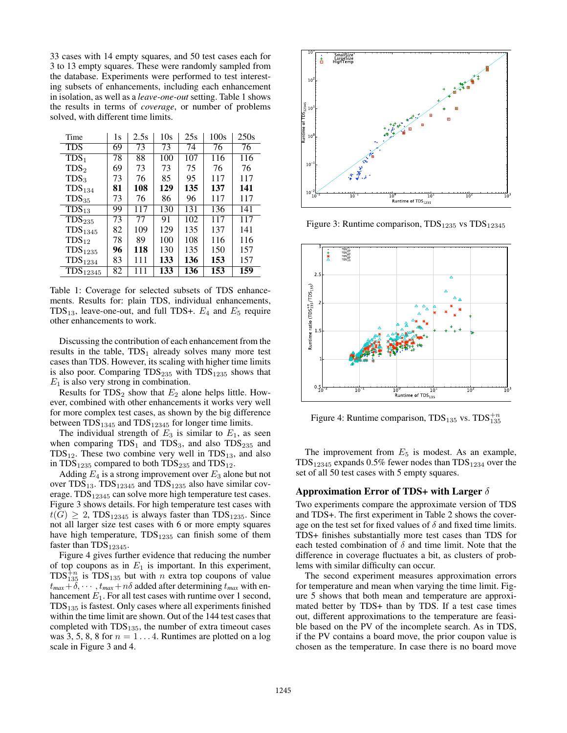33 cases with 14 empty squares, and 50 test cases each for 3 to 13 empty squares. These were randomly sampled from the database. Experiments were performed to test interesting subsets of enhancements, including each enhancement in isolation, as well as a *leave-one-out* setting. Table 1 shows the results in terms of *coverage*, or number of problems solved, with different time limits.

| Time | 1s | 2.5s | 10s | 25s | 100s | 250s |
|---|---|---|---|---|---|---|
| TDS | 69 | 73 | 73 | 74 | 76 | 76 |
| $TDS_1$ | 78 | 88 | 100 | 107 | 116 | 116 |
| $TDS_2$ | 69 | 73 | 73 | 75 | 76 | 76 |
| $TDS_3$ | 73 | 76 | 85 | 95 | 117 | 117 |
| $TDS_{134}$ | **81** | **108** | **129** | **135** | **137** | **141** |
| $TDS_{35}$ | 73 | 76 | 86 | 96 | 117 | 117 |
| $TDS_{13}$ | 99 | 117 | 130 | 131 | 136 | 141 |
| $TDS_{235}$ | 73 | 77 | 91 | 102 | 117 | 117 |
| $TDS_{1345}$ | 82 | 109 | 129 | 135 | 137 | 141 |
| $TDS_{12}$ | 78 | 89 | 100 | 108 | 116 | 116 |
| $TDS_{1235}$ | **96** | **118** | 130 | 135 | 150 | 157 |
| $TDS_{1234}$ | 83 | 111 | **133** | **136** | **153** | 157 |
| $TDS_{12345}$ | 82 | 111 | **133** | **136** | **153** | **159** |

Table 1: Coverage for selected subsets of TDS enhancements. Results for: plain TDS, individual enhancements, $TDS_{13}$, leave-one-out, and full TDS+. $E_4$ and $E_5$ require other enhancements to work.

Discussing the contribution of each enhancement from the results in the table, $TDS_1$ already solves many more test cases than TDS. However, its scaling with higher time limits is also poor. Comparing $TDS_{235}$ with $TDS_{1235}$ shows that $E_1$ is also very strong in combination.

Results for $TDS_2$ show that $E_2$ alone helps little. However, combined with other enhancements it works very well for more complex test cases, as shown by the big difference between $TDS_{1345}$ and $TDS_{12345}$ for longer time limits.

The individual strength of $E_3$ is similar to $E_1$, as seen when comparing $TDS_1$ and $TDS_3$, and also $TDS_{235}$ and $TDS_{12}$. These two combine very well in $TDS_{13}$, and also in $TDS_{1235}$ compared to both $TDS_{235}$ and $TDS_{12}$.

Adding $E_4$ is a strong improvement over $E_3$ alone but not over $TDS_{13}$. $TDS_{12345}$ and $TDS_{1235}$ also have similar coverage. $TDS_{12345}$ can solve more high temperature test cases. Figure 3 shows details. For high temperature test cases with $t(G) \geq 2$, $TDS_{12345}$ is always faster than $TDS_{1235}$. Since not all larger size test cases with 6 or more empty squares have high temperature, $TDS_{1235}$ can finish some of them faster than $TDS_{12345}$.

Figure 4 gives further evidence that reducing the number of top coupons as in $E_1$ is important. In this experiment, $TDS_{135}^{+n}$ is $TDS_{135}$ but with $n$ extra top coupons of value $t_{max}+\delta, \cdots, t_{max}+n\delta$ added after determining $t_{max}$ with enhancement $E_1$. For all test cases with runtime over 1 second, $TDS_{135}$ is fastest. Only cases where all experiments finished within the time limit are shown. Out of the 144 test cases that completed with $TDS_{135}$, the number of extra timeout cases was 3, 5, 8, 8 for $n = 1 \ldots 4$. Runtimes are plotted on a log scale in Figure 3 and 4.

Figure 3: Runtime comparison, $TDS_{1235}$ vs $TDS_{12345}$

Figure 4: Runtime comparison, $TDS_{135}$ vs. $TDS_{135}^{+n}$

The improvement from $E_5$ is modest. As an example, $TDS_{12345}$ expands 0.5% fewer nodes than $TDS_{1234}$ over the set of all 50 test cases with 5 empty squares.

## Approximation Error of TDS+ with Larger $\delta$

Two experiments compare the approximate version of TDS and TDS+. The first experiment in Table 2 shows the coverage on the test set for fixed values of $\delta$ and fixed time limits. TDS+ finishes substantially more test cases than TDS for each tested combination of $\delta$ and time limit. Note that the difference in coverage fluctuates a bit, as clusters of problems with similar difficulty can occur.

The second experiment measures approximation errors for temperature and mean when varying the time limit. Figure 5 shows that both mean and temperature are approximated better by TDS+ than by TDS. If a test case times out, different approximations to the temperature are feasible based on the PV of the incomplete search. As in TDS, if the PV contains a board move, the prior coupon value is chosen as the temperature. In case there is no board move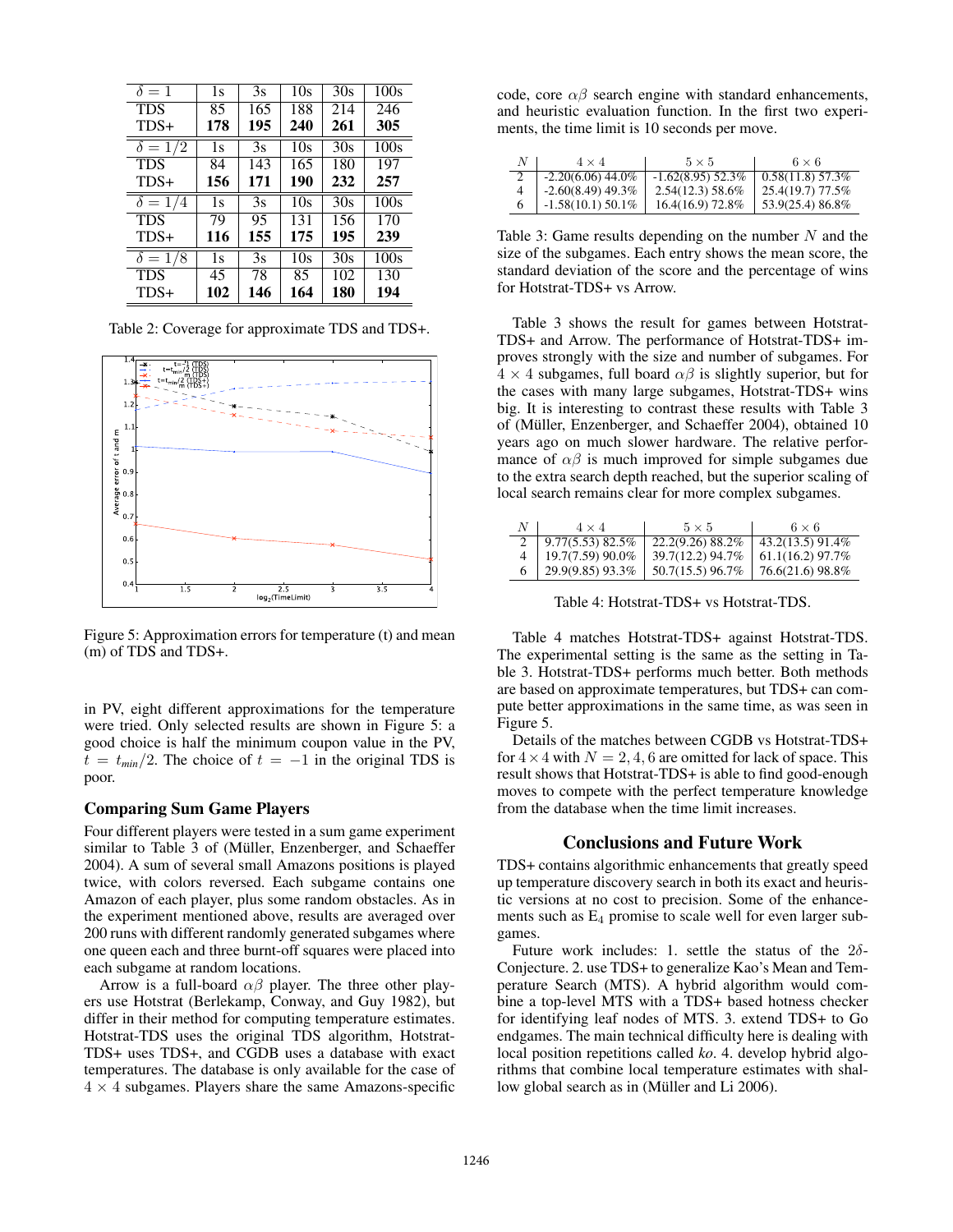| $\delta = 1$ | 1s | 3s | 10s | 30s | 100s |
|---|---|---|---|---|---|
| TDS | 85 | 165 | 188 | 214 | 246 |
| TDS+ | **178** | **195** | **240** | **261** | **305** |
| $\delta = 1/2$ | 1s | 3s | 10s | 30s | 100s |
| TDS | 84 | 143 | 165 | 180 | 197 |
| TDS+ | **156** | **171** | **190** | **232** | **257** |
| $\delta = 1/4$ | 1s | 3s | 10s | 30s | 100s |
| TDS | 79 | 95 | 131 | 156 | 170 |
| TDS+ | **116** | **155** | **175** | **195** | **239** |
| $\delta = 1/8$ | 1s | 3s | 10s | 30s | 100s |
| TDS | 45 | 78 | 85 | 102 | 130 |
| TDS+ | **102** | **146** | **164** | **180** | **194** |

Table 2: Coverage for approximate TDS and TDS+.

Figure 5: Approximation errors for temperature (t) and mean (m) of TDS and TDS+.

in PV, eight different approximations for the temperature were tried. Only selected results are shown in Figure 5: a good choice is half the minimum coupon value in the PV, $t = t_{min}/2$. The choice of $t = -1$ in the original TDS is poor.

### Comparing Sum Game Players

Four different players were tested in a sum game experiment similar to Table 3 of (Müller, Enzenberger, and Schaeffer 2004). A sum of several small Amazons positions is played twice, with colors reversed. Each subgame contains one Amazon of each player, plus some random obstacles. As in the experiment mentioned above, results are averaged over 200 runs with different randomly generated subgames where one queen each and three burnt-off squares were placed into each subgame at random locations.

Arrow is a full-board $\alpha\beta$ player. The three other players use Hotstrat (Berlekamp, Conway, and Guy 1982), but differ in their method for computing temperature estimates. Hotstrat-TDS uses the original TDS algorithm, Hotstrat-TDS+ uses TDS+, and CGDB uses a database with exact temperatures. The database is only available for the case of $4 \times 4$ subgames. Players share the same Amazons-specific code, core $\alpha\beta$ search engine with standard enhancements, and heuristic evaluation function. In the first two experiments, the time limit is 10 seconds per move.

| $N$ | $4 \times 4$ | $5 \times 5$ | $6 \times 6$ |
|---|---|---|---|
| 2 | -2.20(6.06) 44.0% | -1.62(8.95) 52.3% | 0.58(11.8) 57.3% |
| 4 | -2.60(8.49) 49.3% | 2.54(12.3) 58.6% | 25.4(19.7) 77.5% |
| 6 | -1.58(10.1) 50.1% | 16.4(16.9) 72.8% | 53.9(25.4) 86.8% |

Table 3: Game results depending on the number $N$ and the size of the subgames. Each entry shows the mean score, the standard deviation of the score and the percentage of wins for Hotstrat-TDS+ vs Arrow.

Table 3 shows the result for games between Hotstrat-TDS+ and Arrow. The performance of Hotstrat-TDS+ improves strongly with the size and number of subgames. For $4 \times 4$ subgames, full board $\alpha\beta$ is slightly superior, but for the cases with many large subgames, Hotstrat-TDS+ wins big. It is interesting to contrast these results with Table 3 of (Müller, Enzenberger, and Schaeffer 2004), obtained 10 years ago on much slower hardware. The relative performance of $\alpha\beta$ is much improved for simple subgames due to the extra search depth reached, but the superior scaling of local search remains clear for more complex subgames.

| $N$ | $4 \times 4$ | $5 \times 5$ | $6 \times 6$ |
|---|---|---|---|
| 2 | 9.77(5.53) 82.5% | 22.2(9.26) 88.2% | 43.2(13.5) 91.4% |
| 4 | 19.7(7.59) 90.0% | 39.7(12.2) 94.7% | 61.1(16.2) 97.7% |
| 6 | 29.9(9.85) 93.3% | 50.7(15.5) 96.7% | 76.6(21.6) 98.8% |

Table 4: Hotstrat-TDS+ vs Hotstrat-TDS.

Table 4 matches Hotstrat-TDS+ against Hotstrat-TDS. The experimental setting is the same as the setting in Table 3. Hotstrat-TDS+ performs much better. Both methods are based on approximate temperatures, but TDS+ can compute better approximations in the same time, as was seen in Figure 5.

Details of the matches between CGDB vs Hotstrat-TDS+ for $4 \times 4$ with $N = 2, 4, 6$ are omitted for lack of space. This result shows that Hotstrat-TDS+ is able to find good-enough moves to compete with the perfect temperature knowledge from the database when the time limit increases.

## Conclusions and Future Work

TDS+ contains algorithmic enhancements that greatly speed up temperature discovery search in both its exact and heuristic versions at no cost to precision. Some of the enhancements such as $E_4$ promise to scale well for even larger subgames.

Future work includes: 1. settle the status of the $2\delta$-Conjecture. 2. use TDS+ to generalize Kao's Mean and Temperature Search (MTS). A hybrid algorithm would combine a top-level MTS with a TDS+ based hotness checker for identifying leaf nodes of MTS. 3. extend TDS+ to Go endgames. The main technical difficulty here is dealing with local position repetitions called *ko*. 4. develop hybrid algorithms that combine local temperature estimates with shallow global search as in (Müller and Li 2006).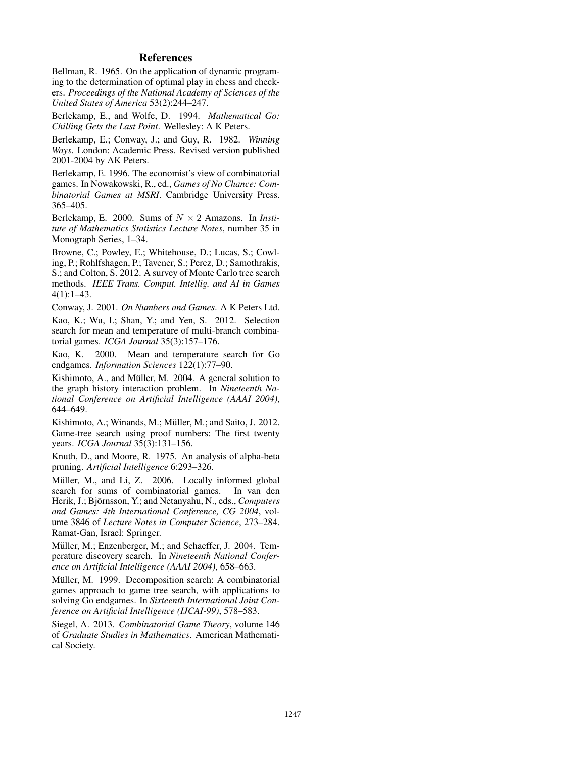## References

Bellman, R. 1965. On the application of dynamic programing to the determination of optimal play in chess and checkers. *Proceedings of the National Academy of Sciences of the United States of America* 53(2):244–247.

Berlekamp, E., and Wolfe, D. 1994. *Mathematical Go: Chilling Gets the Last Point*. Wellesley: A K Peters.

Berlekamp, E.; Conway, J.; and Guy, R. 1982. *Winning Ways*. London: Academic Press. Revised version published 2001-2004 by AK Peters.

Berlekamp, E. 1996. The economist's view of combinatorial games. In Nowakowski, R., ed., *Games of No Chance: Combinatorial Games at MSRI*. Cambridge University Press. 365–405.

Berlekamp, E. 2000. Sums of $N \times 2$ Amazons. In *Institute of Mathematics Statistics Lecture Notes*, number 35 in Monograph Series, 1–34.

Browne, C.; Powley, E.; Whitehouse, D.; Lucas, S.; Cowling, P.; Rohlfshagen, P.; Tavener, S.; Perez, D.; Samothrakis, S.; and Colton, S. 2012. A survey of Monte Carlo tree search methods. *IEEE Trans. Comput. Intellig. and AI in Games* 4(1):1–43.

Conway, J. 2001. *On Numbers and Games*. A K Peters Ltd.

Kao, K.; Wu, I.; Shan, Y.; and Yen, S. 2012. Selection search for mean and temperature of multi-branch combinatorial games. *ICGA Journal* 35(3):157–176.

Kao, K. 2000. Mean and temperature search for Go endgames. *Information Sciences* 122(1):77–90.

Kishimoto, A., and Müller, M. 2004. A general solution to the graph history interaction problem. In *Nineteenth National Conference on Artificial Intelligence (AAAI 2004)*, 644–649.

Kishimoto, A.; Winands, M.; Müller, M.; and Saito, J. 2012. Game-tree search using proof numbers: The first twenty years. *ICGA Journal* 35(3):131–156.

Knuth, D., and Moore, R. 1975. An analysis of alpha-beta pruning. *Artificial Intelligence* 6:293–326.

Müller, M., and Li, Z. 2006. Locally informed global search for sums of combinatorial games. In van den Herik, J.; Björnsson, Y.; and Netanyahu, N., eds., *Computers and Games: 4th International Conference, CG 2004*, volume 3846 of *Lecture Notes in Computer Science*, 273–284. Ramat-Gan, Israel: Springer.

Müller, M.; Enzenberger, M.; and Schaeffer, J. 2004. Temperature discovery search. In *Nineteenth National Conference on Artificial Intelligence (AAAI 2004)*, 658–663.

Müller, M. 1999. Decomposition search: A combinatorial games approach to game tree search, with applications to solving Go endgames. In *Sixteenth International Joint Conference on Artificial Intelligence (IJCAI-99)*, 578–583.

Siegel, A. 2013. *Combinatorial Game Theory*, volume 146 of *Graduate Studies in Mathematics*. American Mathematical Society.